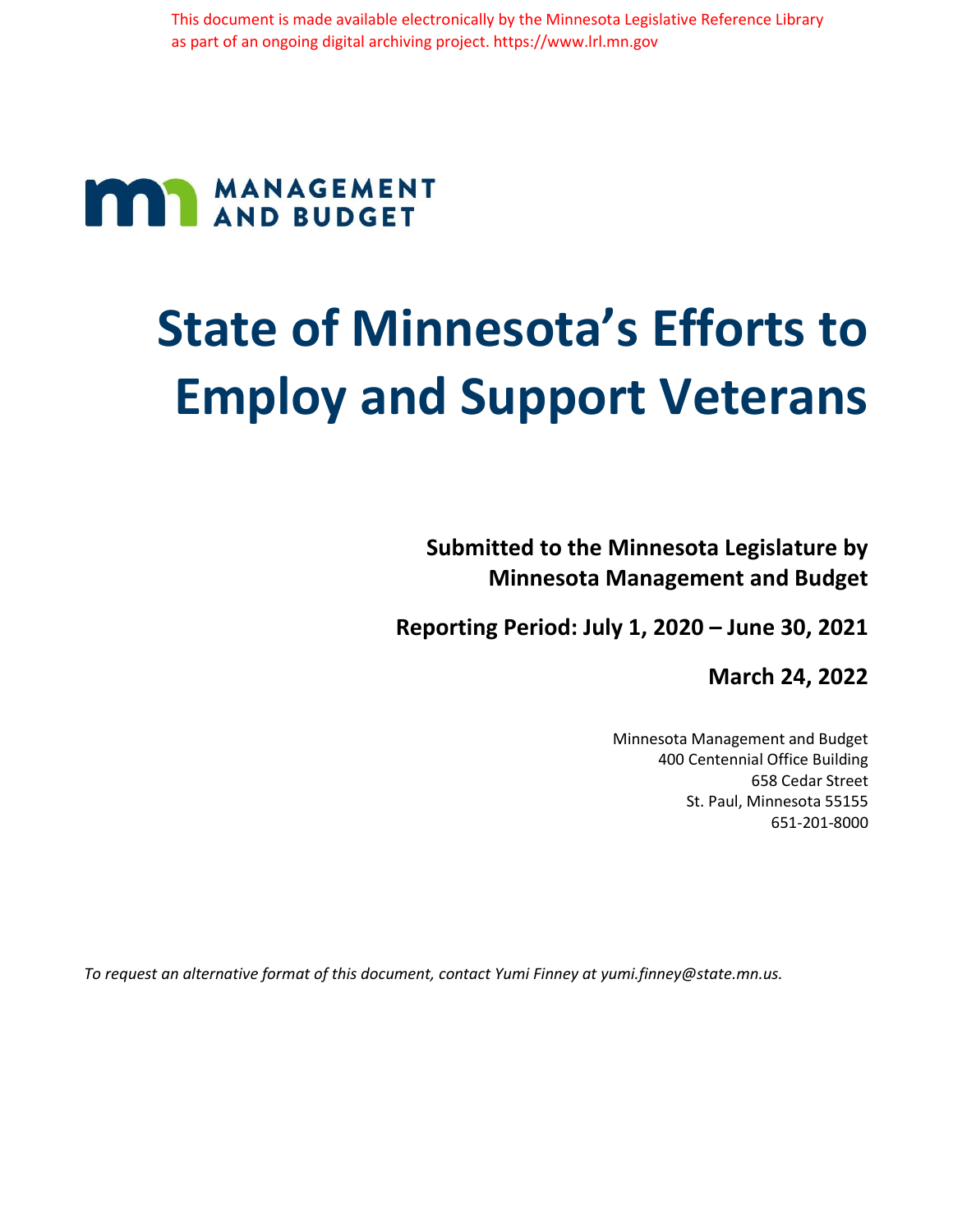This document is made available electronically by the Minnesota Legislative Reference Library as part of an ongoing digital archiving project. https://www.lrl.mn.gov

MANAGEMENT AND BUDGET

# State of Minnesota's Efforts to Employ and Support Veterans

**Submitted to the Minnesota Legislature by Minnesota Management and Budget**

**Reporting Period: July 1, 2020 – June 30, 2021**

**March 24, 2022**

Minnesota Management and Budget
400 Centennial Office Building
658 Cedar Street
St. Paul, Minnesota 55155
651-201-8000

*To request an alternative format of this document, contact Yumi Finney at yumi.finney@state.mn.us.*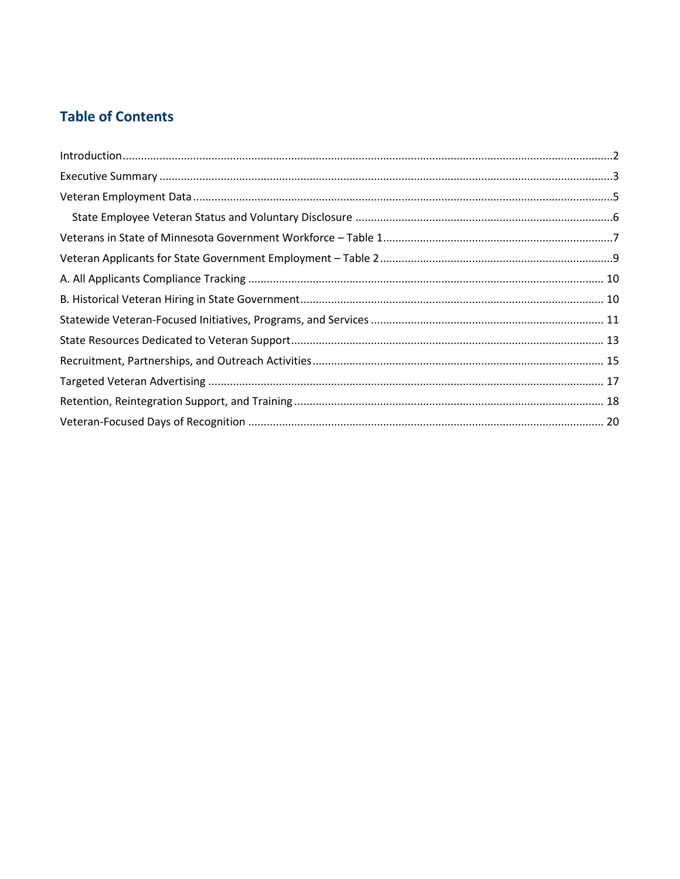## Table of Contents

Introduction....................................................................................................................................................2

Executive Summary .........................................................................................................................................3

Veteran Employment Data ..............................................................................................................................5

  State Employee Veteran Status and Voluntary Disclosure ..........................................................................6

Veterans in State of Minnesota Government Workforce – Table 1...............................................................7

Veteran Applicants for State Government Employment – Table 2................................................................9

A. All Applicants Compliance Tracking .........................................................................................................10

B. Historical Veteran Hiring in State Government........................................................................................10

Statewide Veteran-Focused Initiatives, Programs, and Services ................................................................11

State Resources Dedicated to Veteran Support...........................................................................................13

Recruitment, Partnerships, and Outreach Activities....................................................................................15

Targeted Veteran Advertising ......................................................................................................................17

Retention, Reintegration Support, and Training..........................................................................................18

Veteran-Focused Days of Recognition .........................................................................................................20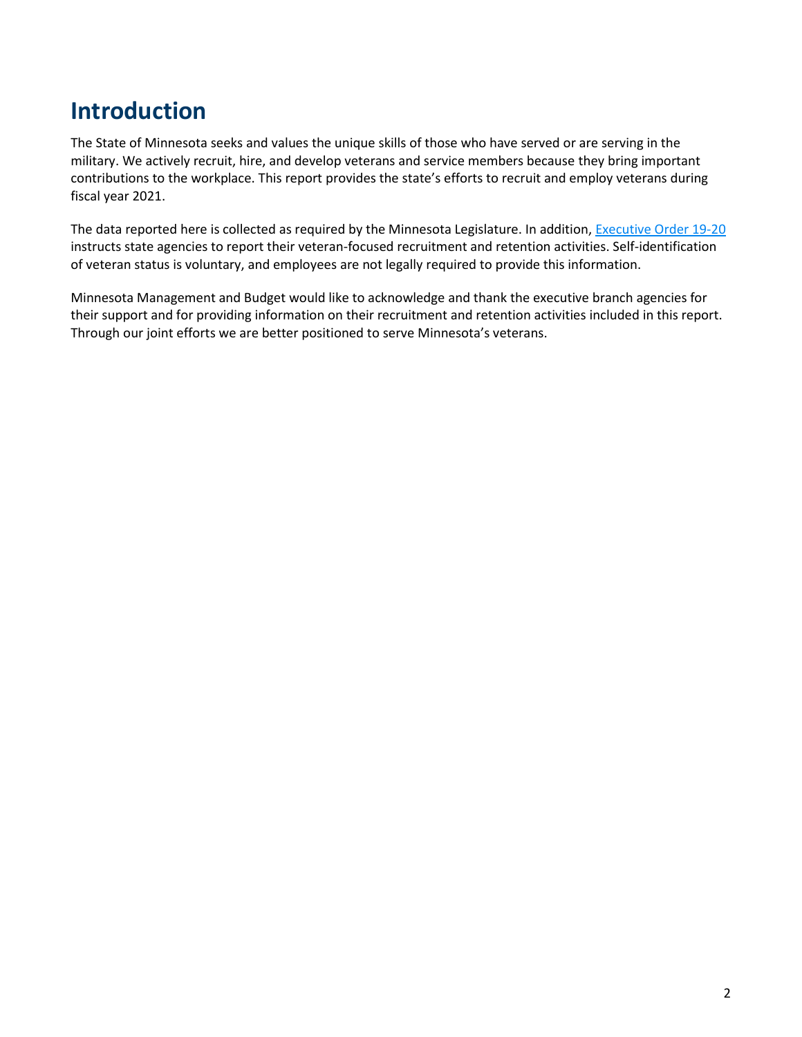# Introduction

The State of Minnesota seeks and values the unique skills of those who have served or are serving in the military. We actively recruit, hire, and develop veterans and service members because they bring important contributions to the workplace. This report provides the state's efforts to recruit and employ veterans during fiscal year 2021.

The data reported here is collected as required by the Minnesota Legislature. In addition, [Executive Order 19-20](Executive Order 19-20) instructs state agencies to report their veteran-focused recruitment and retention activities. Self-identification of veteran status is voluntary, and employees are not legally required to provide this information.

Minnesota Management and Budget would like to acknowledge and thank the executive branch agencies for their support and for providing information on their recruitment and retention activities included in this report. Through our joint efforts we are better positioned to serve Minnesota's veterans.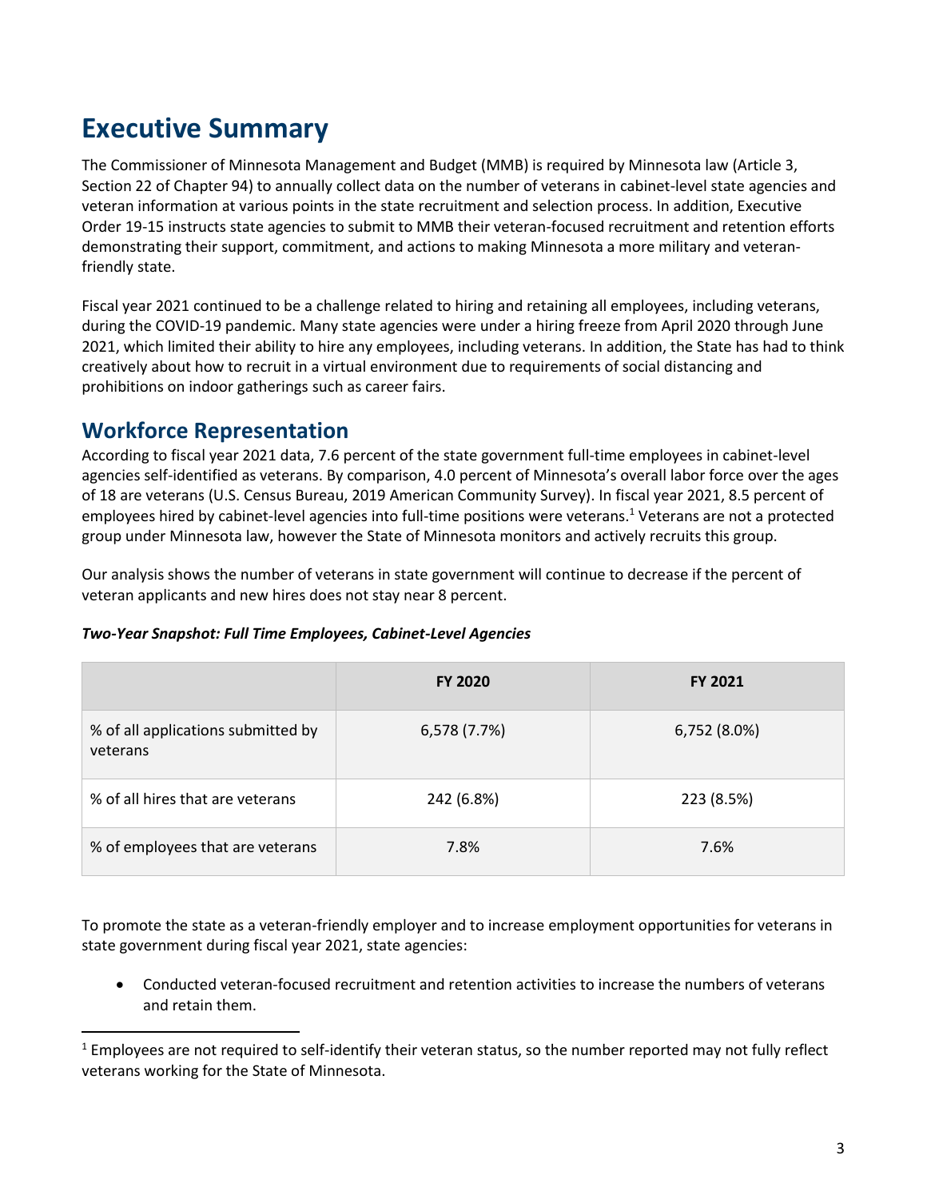# Executive Summary

The Commissioner of Minnesota Management and Budget (MMB) is required by Minnesota law (Article 3, Section 22 of Chapter 94) to annually collect data on the number of veterans in cabinet-level state agencies and veteran information at various points in the state recruitment and selection process. In addition, Executive Order 19-15 instructs state agencies to submit to MMB their veteran-focused recruitment and retention efforts demonstrating their support, commitment, and actions to making Minnesota a more military and veteran-friendly state.

Fiscal year 2021 continued to be a challenge related to hiring and retaining all employees, including veterans, during the COVID-19 pandemic. Many state agencies were under a hiring freeze from April 2020 through June 2021, which limited their ability to hire any employees, including veterans. In addition, the State has had to think creatively about how to recruit in a virtual environment due to requirements of social distancing and prohibitions on indoor gatherings such as career fairs.

## Workforce Representation

According to fiscal year 2021 data, 7.6 percent of the state government full-time employees in cabinet-level agencies self-identified as veterans. By comparison, 4.0 percent of Minnesota's overall labor force over the ages of 18 are veterans (U.S. Census Bureau, 2019 American Community Survey). In fiscal year 2021, 8.5 percent of employees hired by cabinet-level agencies into full-time positions were veterans.[1] Veterans are not a protected group under Minnesota law, however the State of Minnesota monitors and actively recruits this group.

Our analysis shows the number of veterans in state government will continue to decrease if the percent of veteran applicants and new hires does not stay near 8 percent.

***Two-Year Snapshot: Full Time Employees, Cabinet-Level Agencies***

| | FY 2020 | FY 2021 |
|---|---|---|
| % of all applications submitted by veterans | 6,578 (7.7%) | 6,752 (8.0%) |
| % of all hires that are veterans | 242 (6.8%) | 223 (8.5%) |
| % of employees that are veterans | 7.8% | 7.6% |

To promote the state as a veteran-friendly employer and to increase employment opportunities for veterans in state government during fiscal year 2021, state agencies:

- Conducted veteran-focused recruitment and retention activities to increase the numbers of veterans and retain them.

[1] Employees are not required to self-identify their veteran status, so the number reported may not fully reflect veterans working for the State of Minnesota.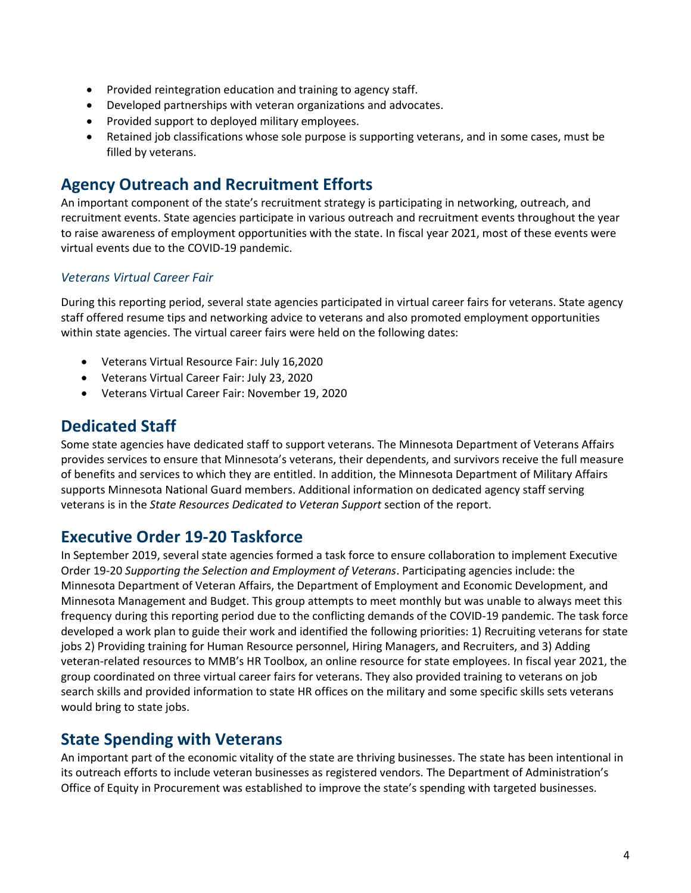- Provided reintegration education and training to agency staff.
- Developed partnerships with veteran organizations and advocates.
- Provided support to deployed military employees.
- Retained job classifications whose sole purpose is supporting veterans, and in some cases, must be filled by veterans.

## Agency Outreach and Recruitment Efforts

An important component of the state's recruitment strategy is participating in networking, outreach, and recruitment events. State agencies participate in various outreach and recruitment events throughout the year to raise awareness of employment opportunities with the state. In fiscal year 2021, most of these events were virtual events due to the COVID-19 pandemic.

### *Veterans Virtual Career Fair*

During this reporting period, several state agencies participated in virtual career fairs for veterans. State agency staff offered resume tips and networking advice to veterans and also promoted employment opportunities within state agencies. The virtual career fairs were held on the following dates:

- Veterans Virtual Resource Fair: July 16,2020
- Veterans Virtual Career Fair: July 23, 2020
- Veterans Virtual Career Fair: November 19, 2020

## Dedicated Staff

Some state agencies have dedicated staff to support veterans. The Minnesota Department of Veterans Affairs provides services to ensure that Minnesota's veterans, their dependents, and survivors receive the full measure of benefits and services to which they are entitled. In addition, the Minnesota Department of Military Affairs supports Minnesota National Guard members. Additional information on dedicated agency staff serving veterans is in the *State Resources Dedicated to Veteran Support* section of the report.

## Executive Order 19-20 Taskforce

In September 2019, several state agencies formed a task force to ensure collaboration to implement Executive Order 19-20 *Supporting the Selection and Employment of Veterans*. Participating agencies include: the Minnesota Department of Veteran Affairs, the Department of Employment and Economic Development, and Minnesota Management and Budget. This group attempts to meet monthly but was unable to always meet this frequency during this reporting period due to the conflicting demands of the COVID-19 pandemic. The task force developed a work plan to guide their work and identified the following priorities: 1) Recruiting veterans for state jobs 2) Providing training for Human Resource personnel, Hiring Managers, and Recruiters, and 3) Adding veteran-related resources to MMB's HR Toolbox, an online resource for state employees. In fiscal year 2021, the group coordinated on three virtual career fairs for veterans. They also provided training to veterans on job search skills and provided information to state HR offices on the military and some specific skills sets veterans would bring to state jobs.

## State Spending with Veterans

An important part of the economic vitality of the state are thriving businesses. The state has been intentional in its outreach efforts to include veteran businesses as registered vendors. The Department of Administration's Office of Equity in Procurement was established to improve the state's spending with targeted businesses.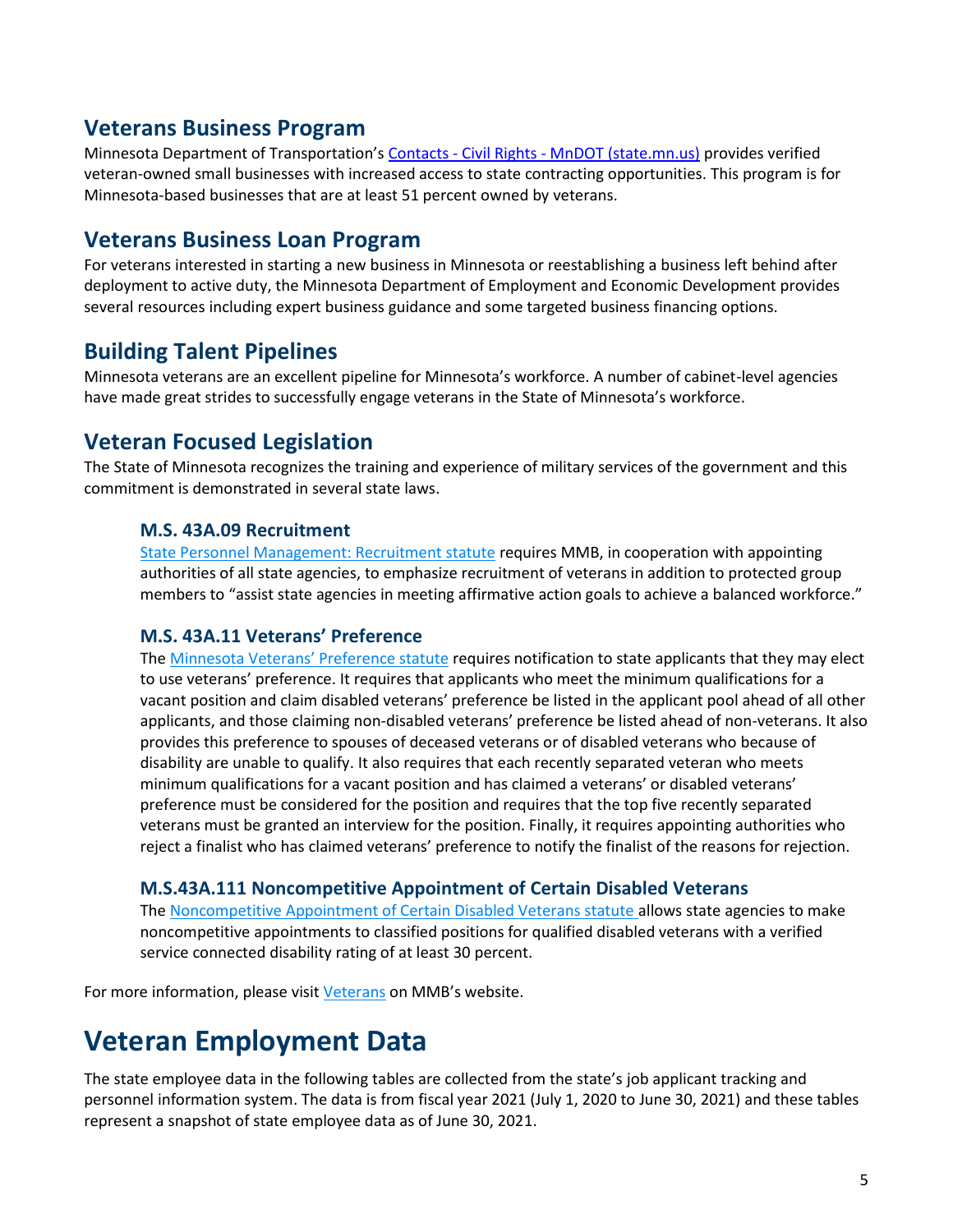## Veterans Business Program

Minnesota Department of Transportation's [Contacts - Civil Rights - MnDOT (state.mn.us)](#) provides verified veteran-owned small businesses with increased access to state contracting opportunities. This program is for Minnesota-based businesses that are at least 51 percent owned by veterans.

## Veterans Business Loan Program

For veterans interested in starting a new business in Minnesota or reestablishing a business left behind after deployment to active duty, the Minnesota Department of Employment and Economic Development provides several resources including expert business guidance and some targeted business financing options.

## Building Talent Pipelines

Minnesota veterans are an excellent pipeline for Minnesota's workforce. A number of cabinet-level agencies have made great strides to successfully engage veterans in the State of Minnesota's workforce.

## Veteran Focused Legislation

The State of Minnesota recognizes the training and experience of military services of the government and this commitment is demonstrated in several state laws.

### M.S. 43A.09 Recruitment

[State Personnel Management: Recruitment statute](#) requires MMB, in cooperation with appointing authorities of all state agencies, to emphasize recruitment of veterans in addition to protected group members to "assist state agencies in meeting affirmative action goals to achieve a balanced workforce."

### M.S. 43A.11 Veterans' Preference

The [Minnesota Veterans' Preference statute](#) requires notification to state applicants that they may elect to use veterans' preference. It requires that applicants who meet the minimum qualifications for a vacant position and claim disabled veterans' preference be listed in the applicant pool ahead of all other applicants, and those claiming non-disabled veterans' preference be listed ahead of non-veterans. It also provides this preference to spouses of deceased veterans or of disabled veterans who because of disability are unable to qualify. It also requires that each recently separated veteran who meets minimum qualifications for a vacant position and has claimed a veterans' or disabled veterans' preference must be considered for the position and requires that the top five recently separated veterans must be granted an interview for the position. Finally, it requires appointing authorities who reject a finalist who has claimed veterans' preference to notify the finalist of the reasons for rejection.

### M.S.43A.111 Noncompetitive Appointment of Certain Disabled Veterans

The [Noncompetitive Appointment of Certain Disabled Veterans statute](#) allows state agencies to make noncompetitive appointments to classified positions for qualified disabled veterans with a verified service connected disability rating of at least 30 percent.

For more information, please visit [Veterans](#) on MMB's website.

# Veteran Employment Data

The state employee data in the following tables are collected from the state's job applicant tracking and personnel information system. The data is from fiscal year 2021 (July 1, 2020 to June 30, 2021) and these tables represent a snapshot of state employee data as of June 30, 2021.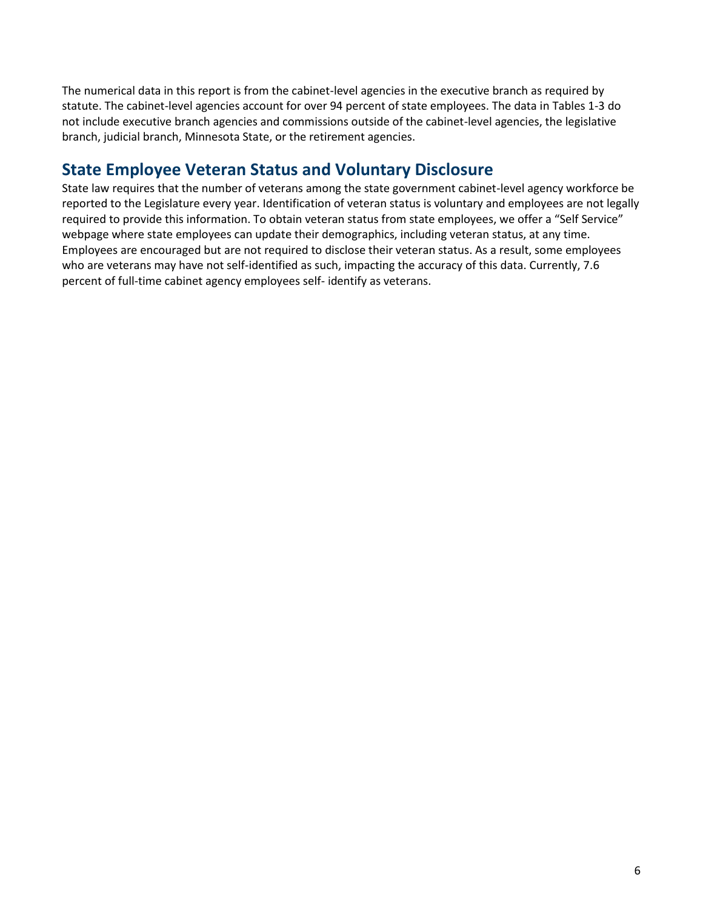The numerical data in this report is from the cabinet-level agencies in the executive branch as required by statute. The cabinet-level agencies account for over 94 percent of state employees. The data in Tables 1-3 do not include executive branch agencies and commissions outside of the cabinet-level agencies, the legislative branch, judicial branch, Minnesota State, or the retirement agencies.

## State Employee Veteran Status and Voluntary Disclosure

State law requires that the number of veterans among the state government cabinet-level agency workforce be reported to the Legislature every year. Identification of veteran status is voluntary and employees are not legally required to provide this information. To obtain veteran status from state employees, we offer a "Self Service" webpage where state employees can update their demographics, including veteran status, at any time. Employees are encouraged but are not required to disclose their veteran status. As a result, some employees who are veterans may have not self-identified as such, impacting the accuracy of this data. Currently, 7.6 percent of full-time cabinet agency employees self- identify as veterans.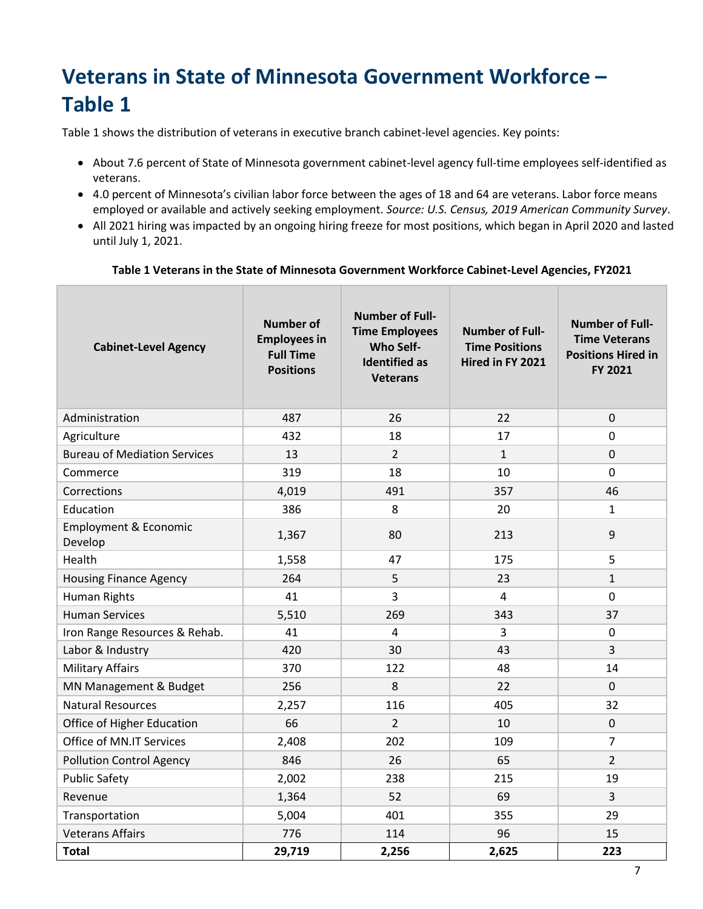# Veterans in State of Minnesota Government Workforce – Table 1

Table 1 shows the distribution of veterans in executive branch cabinet-level agencies. Key points:

- About 7.6 percent of State of Minnesota government cabinet-level agency full-time employees self-identified as veterans.
- 4.0 percent of Minnesota's civilian labor force between the ages of 18 and 64 are veterans. Labor force means employed or available and actively seeking employment. *Source: U.S. Census, 2019 American Community Survey*.
- All 2021 hiring was impacted by an ongoing hiring freeze for most positions, which began in April 2020 and lasted until July 1, 2021.

**Table 1 Veterans in the State of Minnesota Government Workforce Cabinet-Level Agencies, FY2021**

| Cabinet-Level Agency | Number of Employees in Full Time Positions | Number of Full-Time Employees Who Self-Identified as Veterans | Number of Full-Time Positions Hired in FY 2021 | Number of Full-Time Veterans Positions Hired in FY 2021 |
|---|---|---|---|---|
| Administration | 487 | 26 | 22 | 0 |
| Agriculture | 432 | 18 | 17 | 0 |
| Bureau of Mediation Services | 13 | 2 | 1 | 0 |
| Commerce | 319 | 18 | 10 | 0 |
| Corrections | 4,019 | 491 | 357 | 46 |
| Education | 386 | 8 | 20 | 1 |
| Employment & Economic Develop | 1,367 | 80 | 213 | 9 |
| Health | 1,558 | 47 | 175 | 5 |
| Housing Finance Agency | 264 | 5 | 23 | 1 |
| Human Rights | 41 | 3 | 4 | 0 |
| Human Services | 5,510 | 269 | 343 | 37 |
| Iron Range Resources & Rehab. | 41 | 4 | 3 | 0 |
| Labor & Industry | 420 | 30 | 43 | 3 |
| Military Affairs | 370 | 122 | 48 | 14 |
| MN Management & Budget | 256 | 8 | 22 | 0 |
| Natural Resources | 2,257 | 116 | 405 | 32 |
| Office of Higher Education | 66 | 2 | 10 | 0 |
| Office of MN.IT Services | 2,408 | 202 | 109 | 7 |
| Pollution Control Agency | 846 | 26 | 65 | 2 |
| Public Safety | 2,002 | 238 | 215 | 19 |
| Revenue | 1,364 | 52 | 69 | 3 |
| Transportation | 5,004 | 401 | 355 | 29 |
| Veterans Affairs | 776 | 114 | 96 | 15 |
| **Total** | **29,719** | **2,256** | **2,625** | **223** |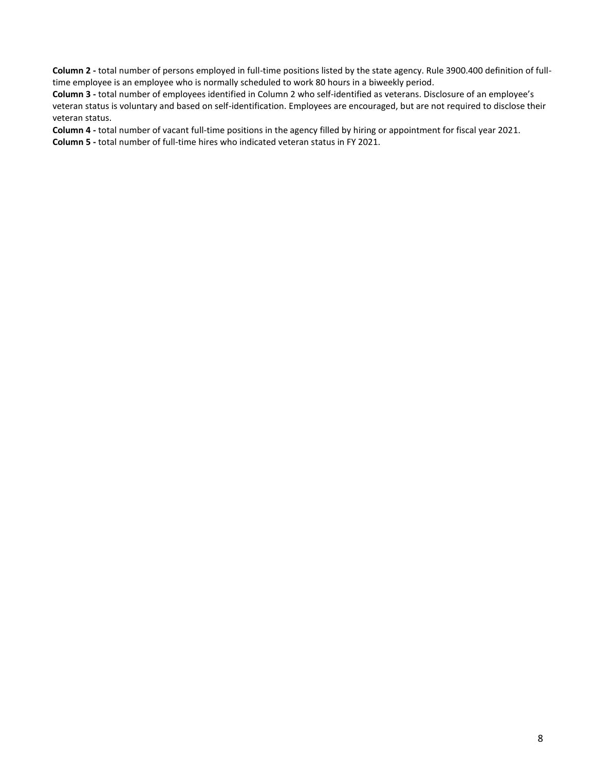**Column 2 -** total number of persons employed in full-time positions listed by the state agency. Rule 3900.400 definition of full-time employee is an employee who is normally scheduled to work 80 hours in a biweekly period.
**Column 3 -** total number of employees identified in Column 2 who self-identified as veterans. Disclosure of an employee's veteran status is voluntary and based on self-identification. Employees are encouraged, but are not required to disclose their veteran status.
**Column 4 -** total number of vacant full-time positions in the agency filled by hiring or appointment for fiscal year 2021.
**Column 5 -** total number of full-time hires who indicated veteran status in FY 2021.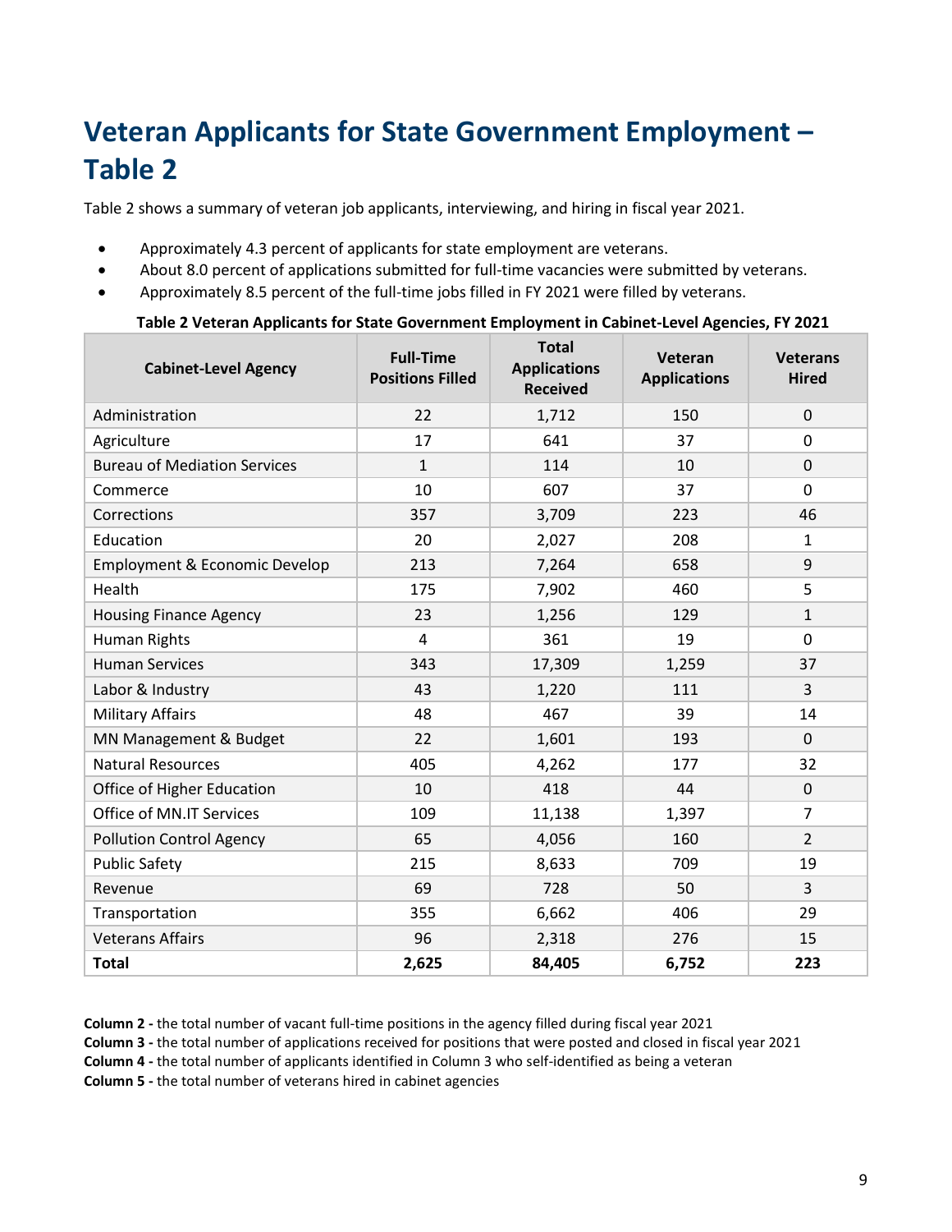# Veteran Applicants for State Government Employment – Table 2

Table 2 shows a summary of veteran job applicants, interviewing, and hiring in fiscal year 2021.

- Approximately 4.3 percent of applicants for state employment are veterans.
- About 8.0 percent of applications submitted for full-time vacancies were submitted by veterans.
- Approximately 8.5 percent of the full-time jobs filled in FY 2021 were filled by veterans.

**Table 2 Veteran Applicants for State Government Employment in Cabinet-Level Agencies, FY 2021**

| Cabinet-Level Agency | Full-Time Positions Filled | Total Applications Received | Veteran Applications | Veterans Hired |
|---|---|---|---|---|
| Administration | 22 | 1,712 | 150 | 0 |
| Agriculture | 17 | 641 | 37 | 0 |
| Bureau of Mediation Services | 1 | 114 | 10 | 0 |
| Commerce | 10 | 607 | 37 | 0 |
| Corrections | 357 | 3,709 | 223 | 46 |
| Education | 20 | 2,027 | 208 | 1 |
| Employment & Economic Develop | 213 | 7,264 | 658 | 9 |
| Health | 175 | 7,902 | 460 | 5 |
| Housing Finance Agency | 23 | 1,256 | 129 | 1 |
| Human Rights | 4 | 361 | 19 | 0 |
| Human Services | 343 | 17,309 | 1,259 | 37 |
| Labor & Industry | 43 | 1,220 | 111 | 3 |
| Military Affairs | 48 | 467 | 39 | 14 |
| MN Management & Budget | 22 | 1,601 | 193 | 0 |
| Natural Resources | 405 | 4,262 | 177 | 32 |
| Office of Higher Education | 10 | 418 | 44 | 0 |
| Office of MN.IT Services | 109 | 11,138 | 1,397 | 7 |
| Pollution Control Agency | 65 | 4,056 | 160 | 2 |
| Public Safety | 215 | 8,633 | 709 | 19 |
| Revenue | 69 | 728 | 50 | 3 |
| Transportation | 355 | 6,662 | 406 | 29 |
| Veterans Affairs | 96 | 2,318 | 276 | 15 |
| **Total** | **2,625** | **84,405** | **6,752** | **223** |

**Column 2 -** the total number of vacant full-time positions in the agency filled during fiscal year 2021

**Column 3 -** the total number of applications received for positions that were posted and closed in fiscal year 2021

**Column 4 -** the total number of applicants identified in Column 3 who self-identified as being a veteran

**Column 5 -** the total number of veterans hired in cabinet agencies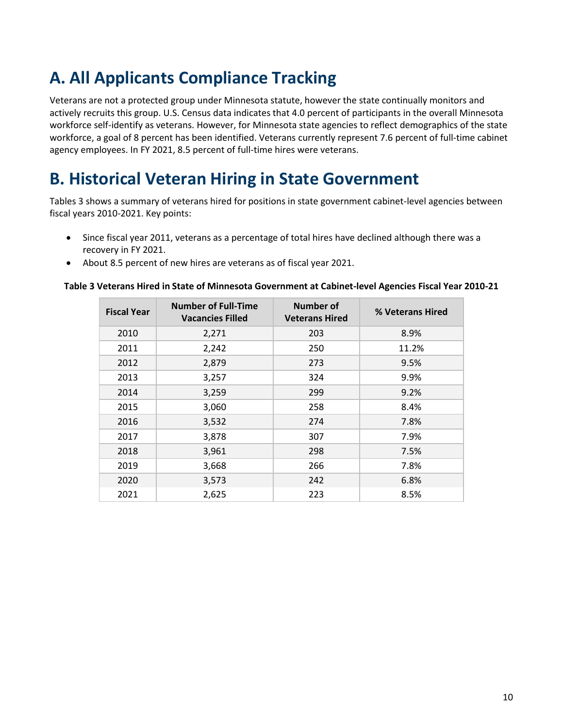# A. All Applicants Compliance Tracking

Veterans are not a protected group under Minnesota statute, however the state continually monitors and actively recruits this group. U.S. Census data indicates that 4.0 percent of participants in the overall Minnesota workforce self-identify as veterans. However, for Minnesota state agencies to reflect demographics of the state workforce, a goal of 8 percent has been identified. Veterans currently represent 7.6 percent of full-time cabinet agency employees. In FY 2021, 8.5 percent of full-time hires were veterans.

# B. Historical Veteran Hiring in State Government

Tables 3 shows a summary of veterans hired for positions in state government cabinet-level agencies between fiscal years 2010-2021. Key points:

- Since fiscal year 2011, veterans as a percentage of total hires have declined although there was a recovery in FY 2021.
- About 8.5 percent of new hires are veterans as of fiscal year 2021.

**Table 3 Veterans Hired in State of Minnesota Government at Cabinet-level Agencies Fiscal Year 2010-21**

| Fiscal Year | Number of Full-Time Vacancies Filled | Number of Veterans Hired | % Veterans Hired |
|---|---|---|---|
| 2010 | 2,271 | 203 | 8.9% |
| 2011 | 2,242 | 250 | 11.2% |
| 2012 | 2,879 | 273 | 9.5% |
| 2013 | 3,257 | 324 | 9.9% |
| 2014 | 3,259 | 299 | 9.2% |
| 2015 | 3,060 | 258 | 8.4% |
| 2016 | 3,532 | 274 | 7.8% |
| 2017 | 3,878 | 307 | 7.9% |
| 2018 | 3,961 | 298 | 7.5% |
| 2019 | 3,668 | 266 | 7.8% |
| 2020 | 3,573 | 242 | 6.8% |
| 2021 | 2,625 | 223 | 8.5% |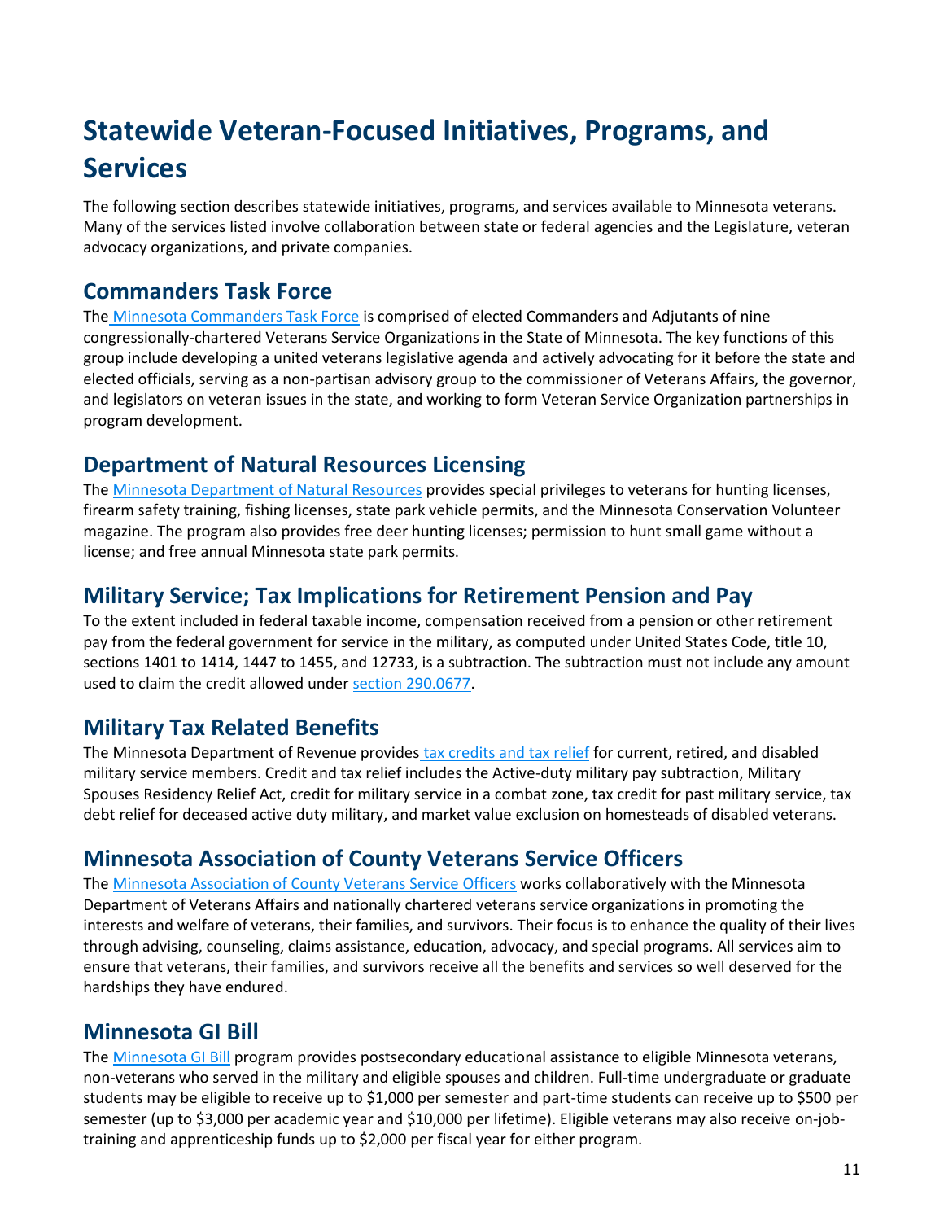# Statewide Veteran-Focused Initiatives, Programs, and Services

The following section describes statewide initiatives, programs, and services available to Minnesota veterans. Many of the services listed involve collaboration between state or federal agencies and the Legislature, veteran advocacy organizations, and private companies.

## Commanders Task Force

The Minnesota Commanders Task Force is comprised of elected Commanders and Adjutants of nine congressionally-chartered Veterans Service Organizations in the State of Minnesota. The key functions of this group include developing a united veterans legislative agenda and actively advocating for it before the state and elected officials, serving as a non-partisan advisory group to the commissioner of Veterans Affairs, the governor, and legislators on veteran issues in the state, and working to form Veteran Service Organization partnerships in program development.

## Department of Natural Resources Licensing

The Minnesota Department of Natural Resources provides special privileges to veterans for hunting licenses, firearm safety training, fishing licenses, state park vehicle permits, and the Minnesota Conservation Volunteer magazine. The program also provides free deer hunting licenses; permission to hunt small game without a license; and free annual Minnesota state park permits.

## Military Service; Tax Implications for Retirement Pension and Pay

To the extent included in federal taxable income, compensation received from a pension or other retirement pay from the federal government for service in the military, as computed under United States Code, title 10, sections 1401 to 1414, 1447 to 1455, and 12733, is a subtraction. The subtraction must not include any amount used to claim the credit allowed under section 290.0677.

## Military Tax Related Benefits

The Minnesota Department of Revenue provides tax credits and tax relief for current, retired, and disabled military service members. Credit and tax relief includes the Active-duty military pay subtraction, Military Spouses Residency Relief Act, credit for military service in a combat zone, tax credit for past military service, tax debt relief for deceased active duty military, and market value exclusion on homesteads of disabled veterans.

## Minnesota Association of County Veterans Service Officers

The Minnesota Association of County Veterans Service Officers works collaboratively with the Minnesota Department of Veterans Affairs and nationally chartered veterans service organizations in promoting the interests and welfare of veterans, their families, and survivors. Their focus is to enhance the quality of their lives through advising, counseling, claims assistance, education, advocacy, and special programs. All services aim to ensure that veterans, their families, and survivors receive all the benefits and services so well deserved for the hardships they have endured.

## Minnesota GI Bill

The Minnesota GI Bill program provides postsecondary educational assistance to eligible Minnesota veterans, non-veterans who served in the military and eligible spouses and children. Full-time undergraduate or graduate students may be eligible to receive up to $1,000 per semester and part-time students can receive up to $500 per semester (up to $3,000 per academic year and $10,000 per lifetime). Eligible veterans may also receive on-job-training and apprenticeship funds up to $2,000 per fiscal year for either program.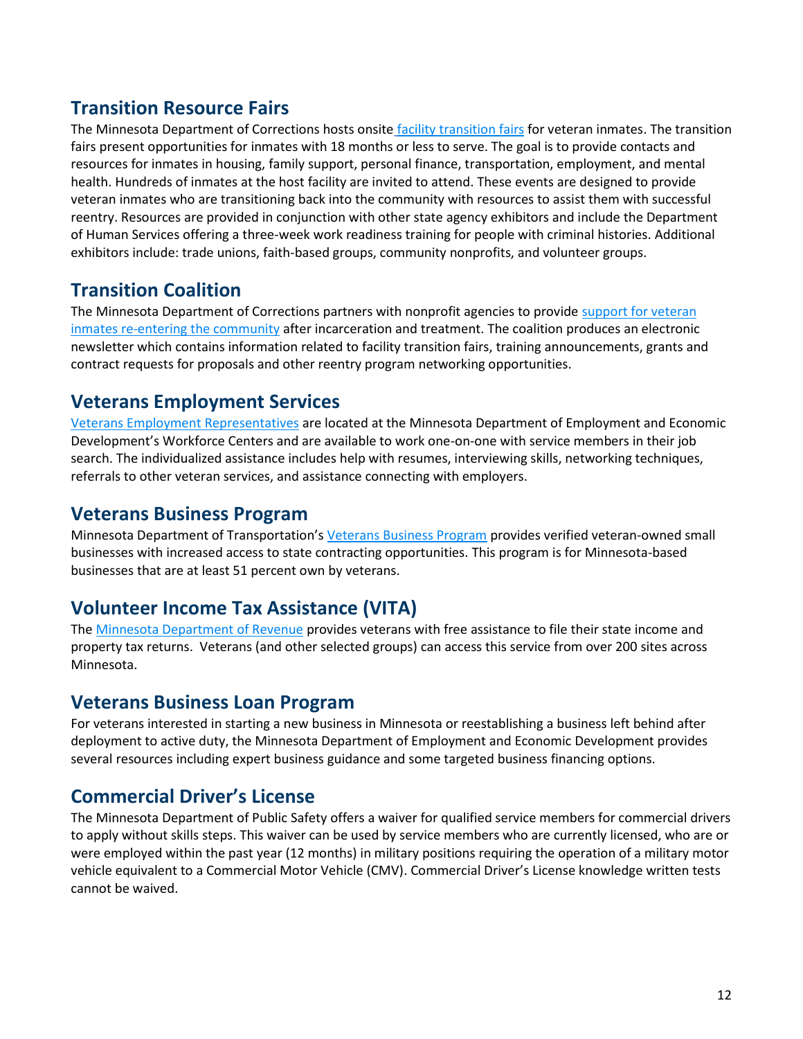## Transition Resource Fairs

The Minnesota Department of Corrections hosts onsite facility transition fairs for veteran inmates. The transition fairs present opportunities for inmates with 18 months or less to serve. The goal is to provide contacts and resources for inmates in housing, family support, personal finance, transportation, employment, and mental health. Hundreds of inmates at the host facility are invited to attend. These events are designed to provide veteran inmates who are transitioning back into the community with resources to assist them with successful reentry. Resources are provided in conjunction with other state agency exhibitors and include the Department of Human Services offering a three-week work readiness training for people with criminal histories. Additional exhibitors include: trade unions, faith-based groups, community nonprofits, and volunteer groups.

## Transition Coalition

The Minnesota Department of Corrections partners with nonprofit agencies to provide support for veteran inmates re-entering the community after incarceration and treatment. The coalition produces an electronic newsletter which contains information related to facility transition fairs, training announcements, grants and contract requests for proposals and other reentry program networking opportunities.

## Veterans Employment Services

Veterans Employment Representatives are located at the Minnesota Department of Employment and Economic Development's Workforce Centers and are available to work one-on-one with service members in their job search. The individualized assistance includes help with resumes, interviewing skills, networking techniques, referrals to other veteran services, and assistance connecting with employers.

## Veterans Business Program

Minnesota Department of Transportation's Veterans Business Program provides verified veteran-owned small businesses with increased access to state contracting opportunities. This program is for Minnesota-based businesses that are at least 51 percent own by veterans.

## Volunteer Income Tax Assistance (VITA)

The Minnesota Department of Revenue provides veterans with free assistance to file their state income and property tax returns. Veterans (and other selected groups) can access this service from over 200 sites across Minnesota.

## Veterans Business Loan Program

For veterans interested in starting a new business in Minnesota or reestablishing a business left behind after deployment to active duty, the Minnesota Department of Employment and Economic Development provides several resources including expert business guidance and some targeted business financing options.

## Commercial Driver's License

The Minnesota Department of Public Safety offers a waiver for qualified service members for commercial drivers to apply without skills steps. This waiver can be used by service members who are currently licensed, who are or were employed within the past year (12 months) in military positions requiring the operation of a military motor vehicle equivalent to a Commercial Motor Vehicle (CMV). Commercial Driver's License knowledge written tests cannot be waived.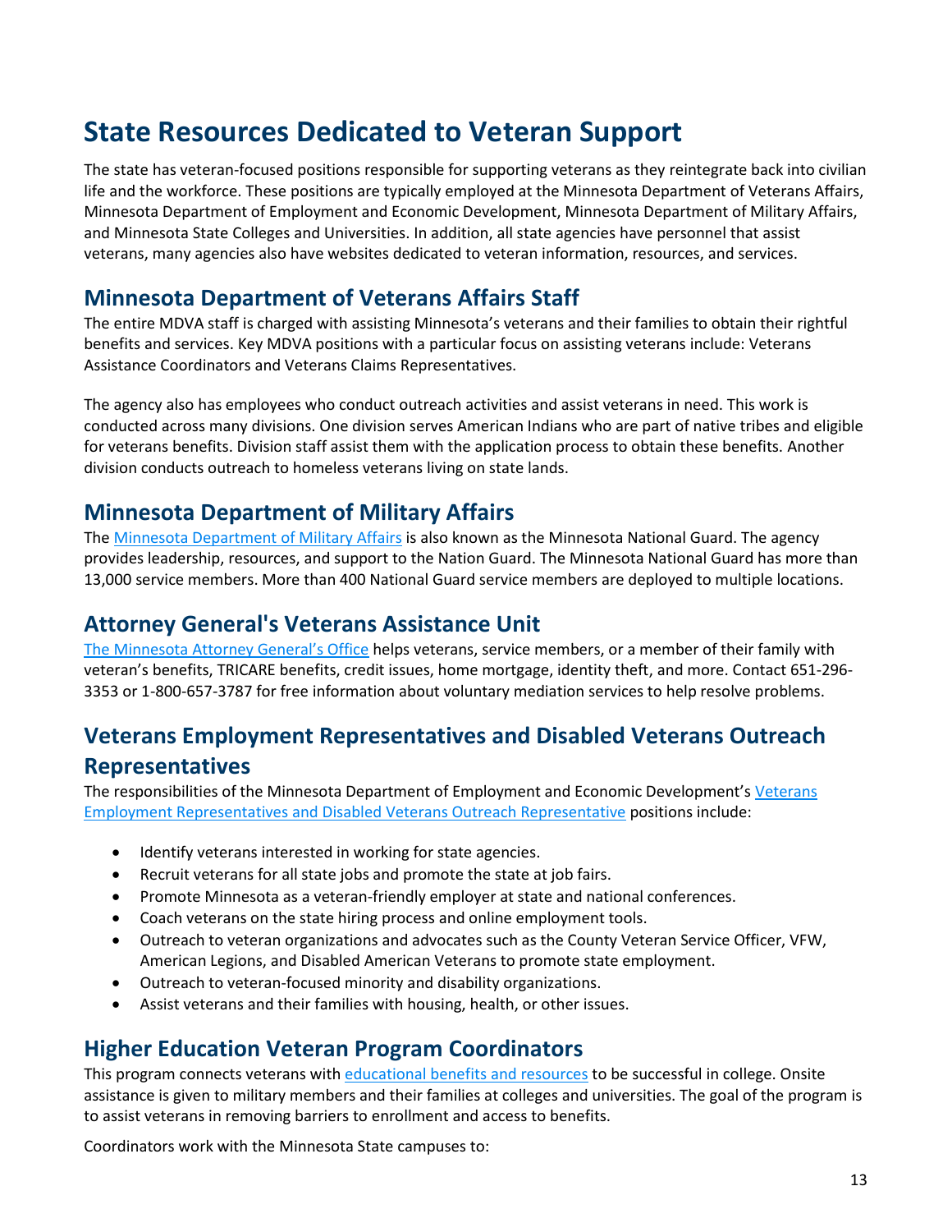# State Resources Dedicated to Veteran Support

The state has veteran-focused positions responsible for supporting veterans as they reintegrate back into civilian life and the workforce. These positions are typically employed at the Minnesota Department of Veterans Affairs, Minnesota Department of Employment and Economic Development, Minnesota Department of Military Affairs, and Minnesota State Colleges and Universities. In addition, all state agencies have personnel that assist veterans, many agencies also have websites dedicated to veteran information, resources, and services.

## Minnesota Department of Veterans Affairs Staff

The entire MDVA staff is charged with assisting Minnesota's veterans and their families to obtain their rightful benefits and services. Key MDVA positions with a particular focus on assisting veterans include: Veterans Assistance Coordinators and Veterans Claims Representatives.

The agency also has employees who conduct outreach activities and assist veterans in need. This work is conducted across many divisions. One division serves American Indians who are part of native tribes and eligible for veterans benefits. Division staff assist them with the application process to obtain these benefits. Another division conducts outreach to homeless veterans living on state lands.

## Minnesota Department of Military Affairs

The Minnesota Department of Military Affairs is also known as the Minnesota National Guard. The agency provides leadership, resources, and support to the Nation Guard. The Minnesota National Guard has more than 13,000 service members. More than 400 National Guard service members are deployed to multiple locations.

## Attorney General's Veterans Assistance Unit

The Minnesota Attorney General's Office helps veterans, service members, or a member of their family with veteran's benefits, TRICARE benefits, credit issues, home mortgage, identity theft, and more. Contact 651-296-3353 or 1-800-657-3787 for free information about voluntary mediation services to help resolve problems.

## Veterans Employment Representatives and Disabled Veterans Outreach Representatives

The responsibilities of the Minnesota Department of Employment and Economic Development's Veterans Employment Representatives and Disabled Veterans Outreach Representative positions include:

- Identify veterans interested in working for state agencies.
- Recruit veterans for all state jobs and promote the state at job fairs.
- Promote Minnesota as a veteran-friendly employer at state and national conferences.
- Coach veterans on the state hiring process and online employment tools.
- Outreach to veteran organizations and advocates such as the County Veteran Service Officer, VFW, American Legions, and Disabled American Veterans to promote state employment.
- Outreach to veteran-focused minority and disability organizations.
- Assist veterans and their families with housing, health, or other issues.

## Higher Education Veteran Program Coordinators

This program connects veterans with educational benefits and resources to be successful in college. Onsite assistance is given to military members and their families at colleges and universities. The goal of the program is to assist veterans in removing barriers to enrollment and access to benefits.

Coordinators work with the Minnesota State campuses to: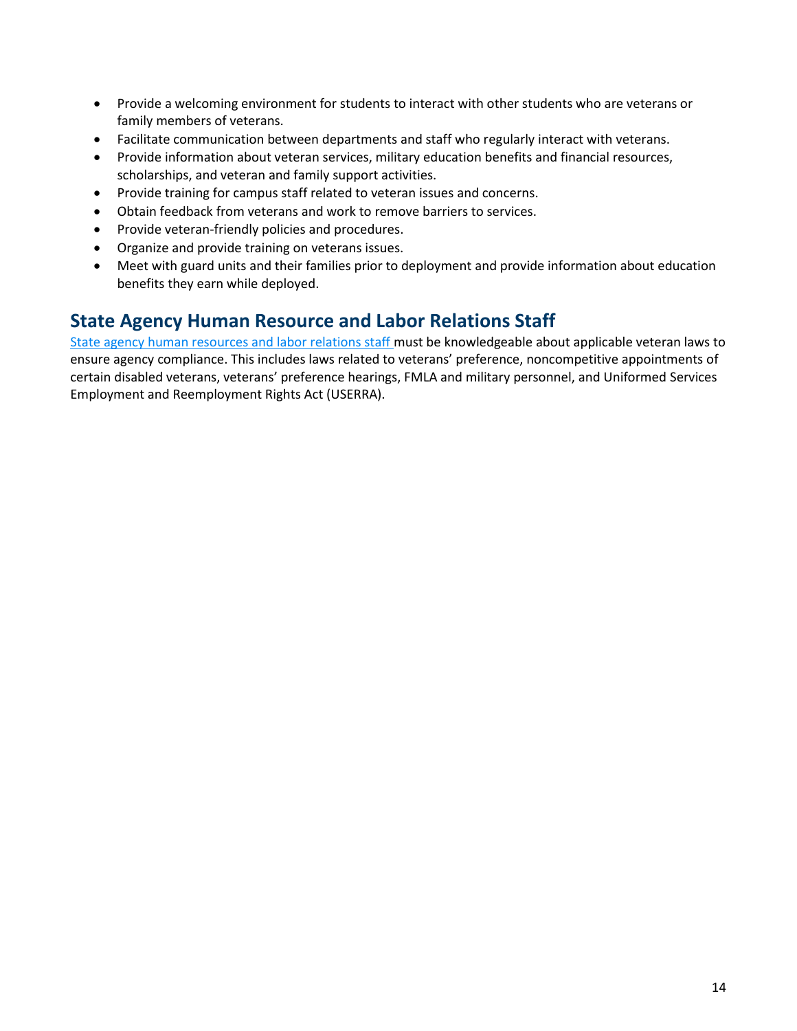- Provide a welcoming environment for students to interact with other students who are veterans or family members of veterans.
- Facilitate communication between departments and staff who regularly interact with veterans.
- Provide information about veteran services, military education benefits and financial resources, scholarships, and veteran and family support activities.
- Provide training for campus staff related to veteran issues and concerns.
- Obtain feedback from veterans and work to remove barriers to services.
- Provide veteran-friendly policies and procedures.
- Organize and provide training on veterans issues.
- Meet with guard units and their families prior to deployment and provide information about education benefits they earn while deployed.

## State Agency Human Resource and Labor Relations Staff

State agency human resources and labor relations staff must be knowledgeable about applicable veteran laws to ensure agency compliance. This includes laws related to veterans' preference, noncompetitive appointments of certain disabled veterans, veterans' preference hearings, FMLA and military personnel, and Uniformed Services Employment and Reemployment Rights Act (USERRA).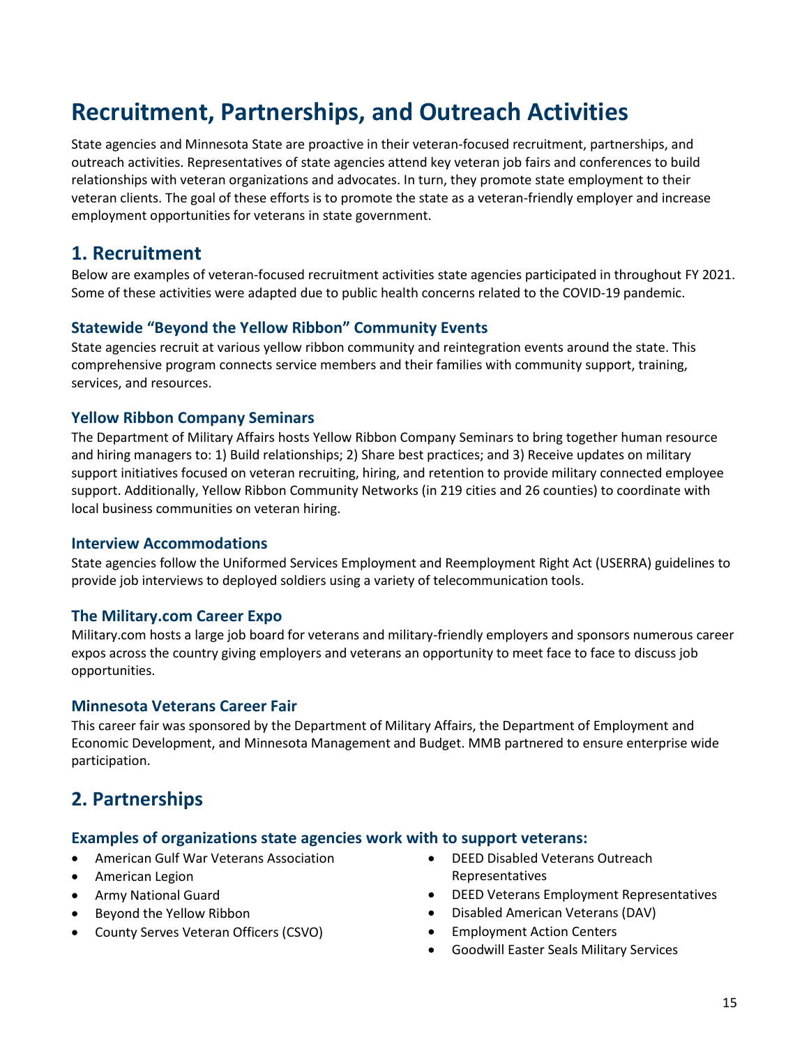# Recruitment, Partnerships, and Outreach Activities

State agencies and Minnesota State are proactive in their veteran-focused recruitment, partnerships, and outreach activities. Representatives of state agencies attend key veteran job fairs and conferences to build relationships with veteran organizations and advocates. In turn, they promote state employment to their veteran clients. The goal of these efforts is to promote the state as a veteran-friendly employer and increase employment opportunities for veterans in state government.

## 1. Recruitment

Below are examples of veteran-focused recruitment activities state agencies participated in throughout FY 2021. Some of these activities were adapted due to public health concerns related to the COVID-19 pandemic.

### Statewide "Beyond the Yellow Ribbon" Community Events

State agencies recruit at various yellow ribbon community and reintegration events around the state. This comprehensive program connects service members and their families with community support, training, services, and resources.

### Yellow Ribbon Company Seminars

The Department of Military Affairs hosts Yellow Ribbon Company Seminars to bring together human resource and hiring managers to: 1) Build relationships; 2) Share best practices; and 3) Receive updates on military support initiatives focused on veteran recruiting, hiring, and retention to provide military connected employee support. Additionally, Yellow Ribbon Community Networks (in 219 cities and 26 counties) to coordinate with local business communities on veteran hiring.

### Interview Accommodations

State agencies follow the Uniformed Services Employment and Reemployment Right Act (USERRA) guidelines to provide job interviews to deployed soldiers using a variety of telecommunication tools.

### The Military.com Career Expo

Military.com hosts a large job board for veterans and military-friendly employers and sponsors numerous career expos across the country giving employers and veterans an opportunity to meet face to face to discuss job opportunities.

### Minnesota Veterans Career Fair

This career fair was sponsored by the Department of Military Affairs, the Department of Employment and Economic Development, and Minnesota Management and Budget. MMB partnered to ensure enterprise wide participation.

## 2. Partnerships

### Examples of organizations state agencies work with to support veterans:

- American Gulf War Veterans Association
- American Legion
- Army National Guard
- Beyond the Yellow Ribbon
- County Serves Veteran Officers (CSVO)
- DEED Disabled Veterans Outreach Representatives
- DEED Veterans Employment Representatives
- Disabled American Veterans (DAV)
- Employment Action Centers
- Goodwill Easter Seals Military Services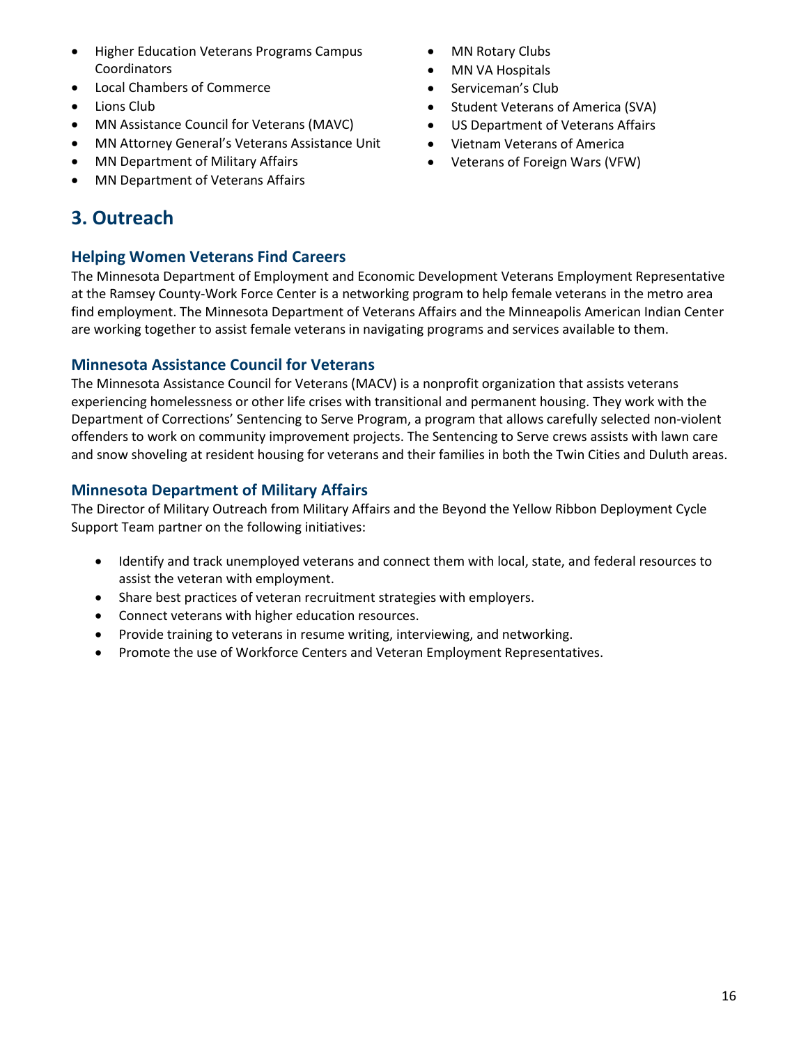- Higher Education Veterans Programs Campus Coordinators
- Local Chambers of Commerce
- Lions Club
- MN Assistance Council for Veterans (MAVC)
- MN Attorney General's Veterans Assistance Unit
- MN Department of Military Affairs
- MN Department of Veterans Affairs
- MN Rotary Clubs
- MN VA Hospitals
- Serviceman's Club
- Student Veterans of America (SVA)
- US Department of Veterans Affairs
- Vietnam Veterans of America
- Veterans of Foreign Wars (VFW)

## 3. Outreach

### Helping Women Veterans Find Careers

The Minnesota Department of Employment and Economic Development Veterans Employment Representative at the Ramsey County-Work Force Center is a networking program to help female veterans in the metro area find employment. The Minnesota Department of Veterans Affairs and the Minneapolis American Indian Center are working together to assist female veterans in navigating programs and services available to them.

### Minnesota Assistance Council for Veterans

The Minnesota Assistance Council for Veterans (MACV) is a nonprofit organization that assists veterans experiencing homelessness or other life crises with transitional and permanent housing. They work with the Department of Corrections' Sentencing to Serve Program, a program that allows carefully selected non-violent offenders to work on community improvement projects. The Sentencing to Serve crews assists with lawn care and snow shoveling at resident housing for veterans and their families in both the Twin Cities and Duluth areas.

### Minnesota Department of Military Affairs

The Director of Military Outreach from Military Affairs and the Beyond the Yellow Ribbon Deployment Cycle Support Team partner on the following initiatives:

- Identify and track unemployed veterans and connect them with local, state, and federal resources to assist the veteran with employment.
- Share best practices of veteran recruitment strategies with employers.
- Connect veterans with higher education resources.
- Provide training to veterans in resume writing, interviewing, and networking.
- Promote the use of Workforce Centers and Veteran Employment Representatives.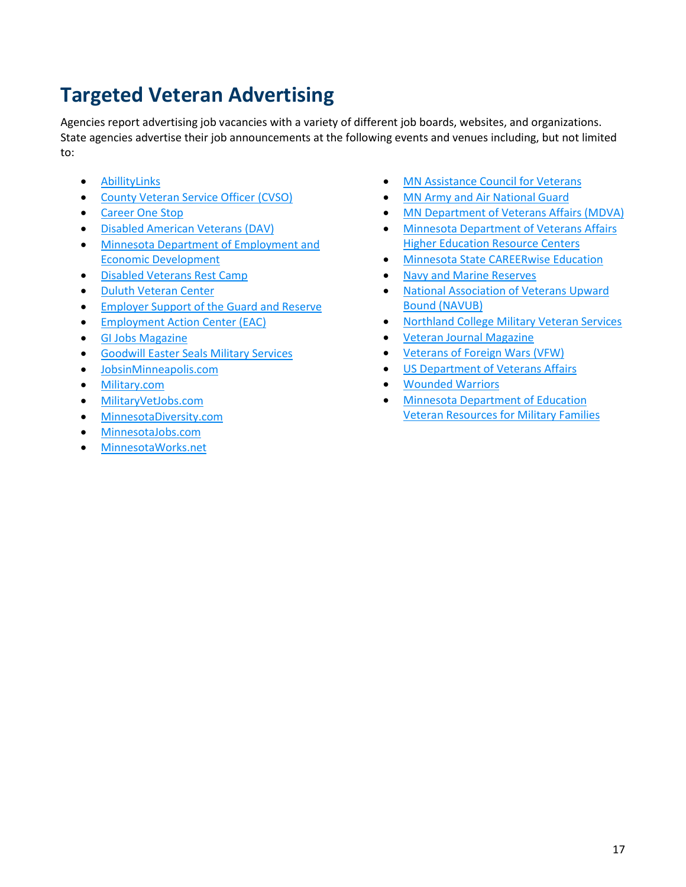# Targeted Veteran Advertising

Agencies report advertising job vacancies with a variety of different job boards, websites, and organizations. State agencies advertise their job announcements at the following events and venues including, but not limited to:

- AbillityLinks
- County Veteran Service Officer (CVSO)
- Career One Stop
- Disabled American Veterans (DAV)
- Minnesota Department of Employment and Economic Development
- Disabled Veterans Rest Camp
- Duluth Veteran Center
- Employer Support of the Guard and Reserve
- Employment Action Center (EAC)
- GI Jobs Magazine
- Goodwill Easter Seals Military Services
- JobsinMinneapolis.com
- Military.com
- MilitaryVetJobs.com
- MinnesotaDiversity.com
- MinnesotaJobs.com
- MinnesotaWorks.net
- MN Assistance Council for Veterans
- MN Army and Air National Guard
- MN Department of Veterans Affairs (MDVA)
- Minnesota Department of Veterans Affairs Higher Education Resource Centers
- Minnesota State CAREERwise Education
- Navy and Marine Reserves
- National Association of Veterans Upward Bound (NAVUB)
- Northland College Military Veteran Services
- Veteran Journal Magazine
- Veterans of Foreign Wars (VFW)
- US Department of Veterans Affairs
- Wounded Warriors
- Minnesota Department of Education Veteran Resources for Military Families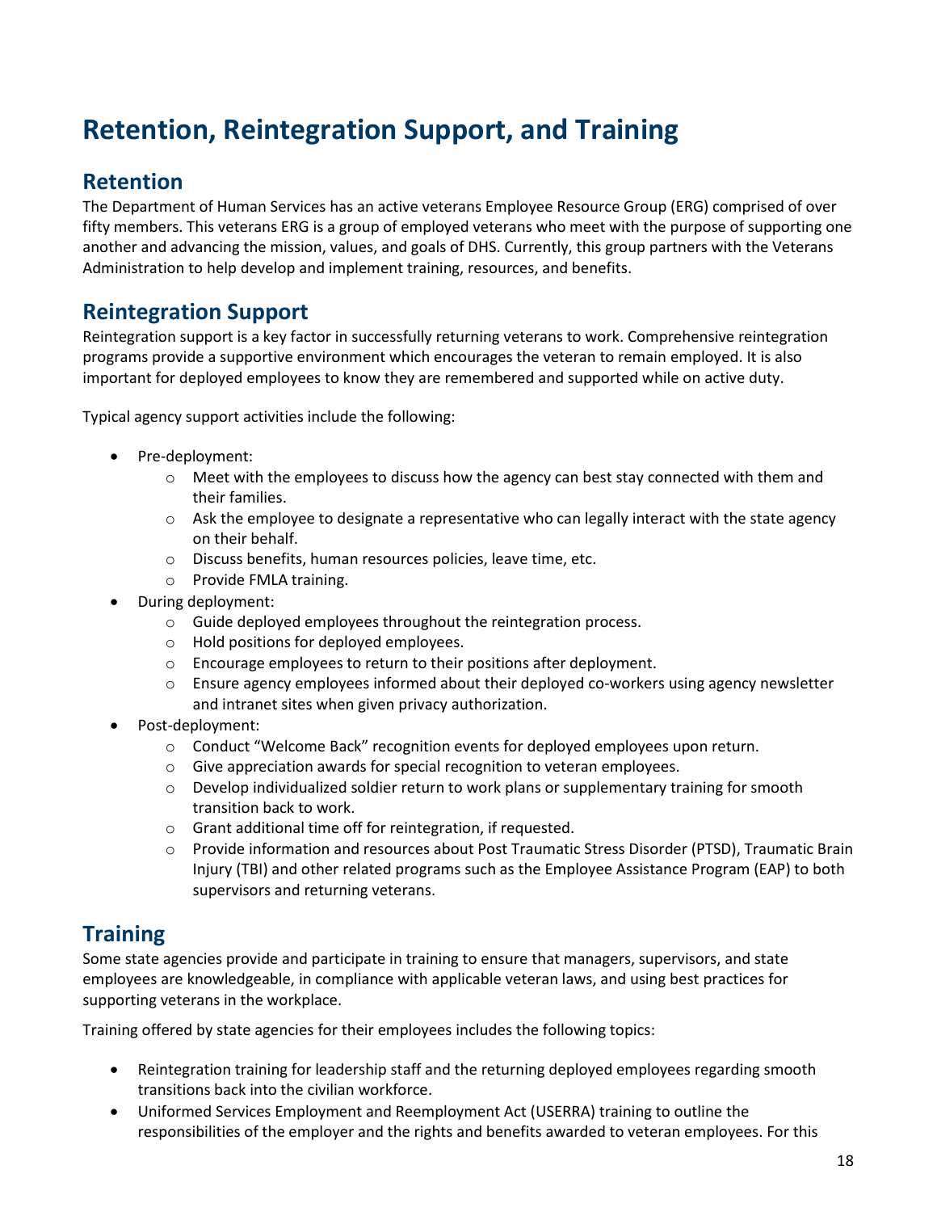# Retention, Reintegration Support, and Training

## Retention

The Department of Human Services has an active veterans Employee Resource Group (ERG) comprised of over fifty members. This veterans ERG is a group of employed veterans who meet with the purpose of supporting one another and advancing the mission, values, and goals of DHS. Currently, this group partners with the Veterans Administration to help develop and implement training, resources, and benefits.

## Reintegration Support

Reintegration support is a key factor in successfully returning veterans to work. Comprehensive reintegration programs provide a supportive environment which encourages the veteran to remain employed. It is also important for deployed employees to know they are remembered and supported while on active duty.

Typical agency support activities include the following:

- Pre-deployment:
  - Meet with the employees to discuss how the agency can best stay connected with them and their families.
  - Ask the employee to designate a representative who can legally interact with the state agency on their behalf.
  - Discuss benefits, human resources policies, leave time, etc.
  - Provide FMLA training.
- During deployment:
  - Guide deployed employees throughout the reintegration process.
  - Hold positions for deployed employees.
  - Encourage employees to return to their positions after deployment.
  - Ensure agency employees informed about their deployed co-workers using agency newsletter and intranet sites when given privacy authorization.
- Post-deployment:
  - Conduct "Welcome Back" recognition events for deployed employees upon return.
  - Give appreciation awards for special recognition to veteran employees.
  - Develop individualized soldier return to work plans or supplementary training for smooth transition back to work.
  - Grant additional time off for reintegration, if requested.
  - Provide information and resources about Post Traumatic Stress Disorder (PTSD), Traumatic Brain Injury (TBI) and other related programs such as the Employee Assistance Program (EAP) to both supervisors and returning veterans.

## Training

Some state agencies provide and participate in training to ensure that managers, supervisors, and state employees are knowledgeable, in compliance with applicable veteran laws, and using best practices for supporting veterans in the workplace.

Training offered by state agencies for their employees includes the following topics:

- Reintegration training for leadership staff and the returning deployed employees regarding smooth transitions back into the civilian workforce.
- Uniformed Services Employment and Reemployment Act (USERRA) training to outline the responsibilities of the employer and the rights and benefits awarded to veteran employees. For this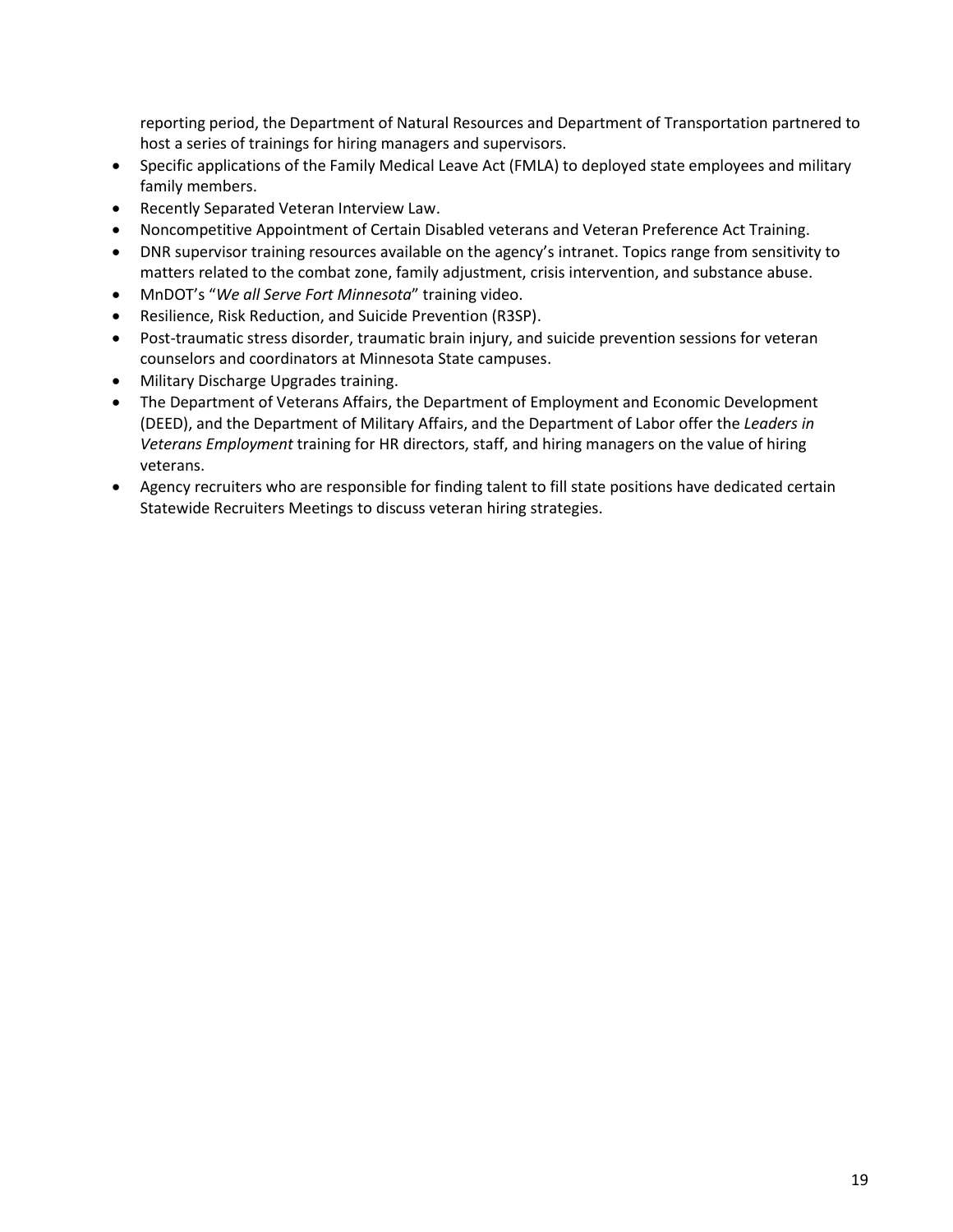reporting period, the Department of Natural Resources and Department of Transportation partnered to host a series of trainings for hiring managers and supervisors.

- Specific applications of the Family Medical Leave Act (FMLA) to deployed state employees and military family members.
- Recently Separated Veteran Interview Law.
- Noncompetitive Appointment of Certain Disabled veterans and Veteran Preference Act Training.
- DNR supervisor training resources available on the agency's intranet. Topics range from sensitivity to matters related to the combat zone, family adjustment, crisis intervention, and substance abuse.
- MnDOT's "*We all Serve Fort Minnesota*" training video.
- Resilience, Risk Reduction, and Suicide Prevention (R3SP).
- Post-traumatic stress disorder, traumatic brain injury, and suicide prevention sessions for veteran counselors and coordinators at Minnesota State campuses.
- Military Discharge Upgrades training.
- The Department of Veterans Affairs, the Department of Employment and Economic Development (DEED), and the Department of Military Affairs, and the Department of Labor offer the *Leaders in Veterans Employment* training for HR directors, staff, and hiring managers on the value of hiring veterans.
- Agency recruiters who are responsible for finding talent to fill state positions have dedicated certain Statewide Recruiters Meetings to discuss veteran hiring strategies.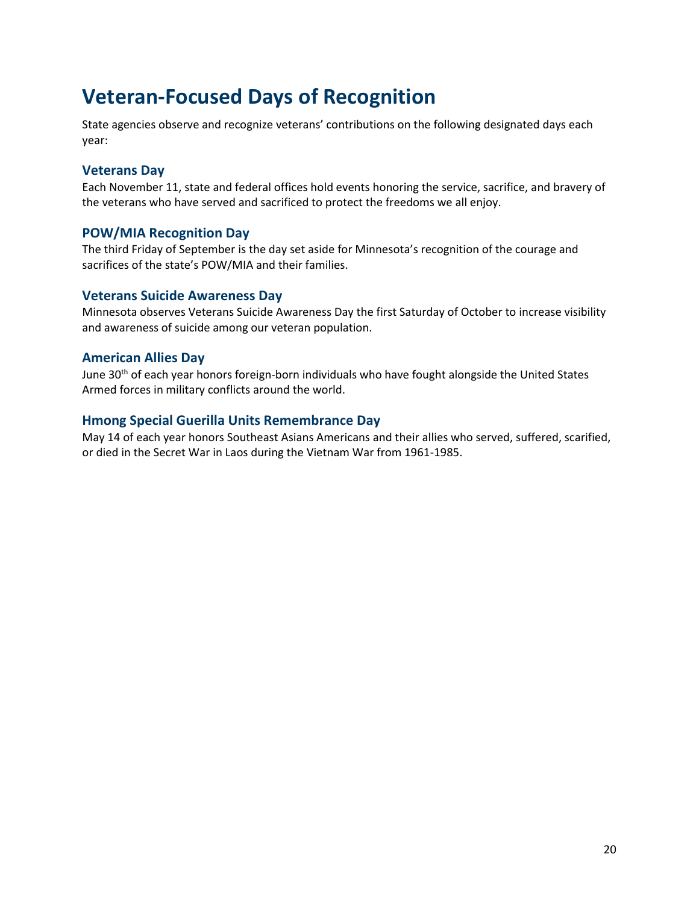# Veteran-Focused Days of Recognition

State agencies observe and recognize veterans' contributions on the following designated days each year:

## Veterans Day

Each November 11, state and federal offices hold events honoring the service, sacrifice, and bravery of the veterans who have served and sacrificed to protect the freedoms we all enjoy.

## POW/MIA Recognition Day

The third Friday of September is the day set aside for Minnesota's recognition of the courage and sacrifices of the state's POW/MIA and their families.

## Veterans Suicide Awareness Day

Minnesota observes Veterans Suicide Awareness Day the first Saturday of October to increase visibility and awareness of suicide among our veteran population.

## American Allies Day

June 30th of each year honors foreign-born individuals who have fought alongside the United States Armed forces in military conflicts around the world.

## Hmong Special Guerilla Units Remembrance Day

May 14 of each year honors Southeast Asians Americans and their allies who served, suffered, scarified, or died in the Secret War in Laos during the Vietnam War from 1961-1985.